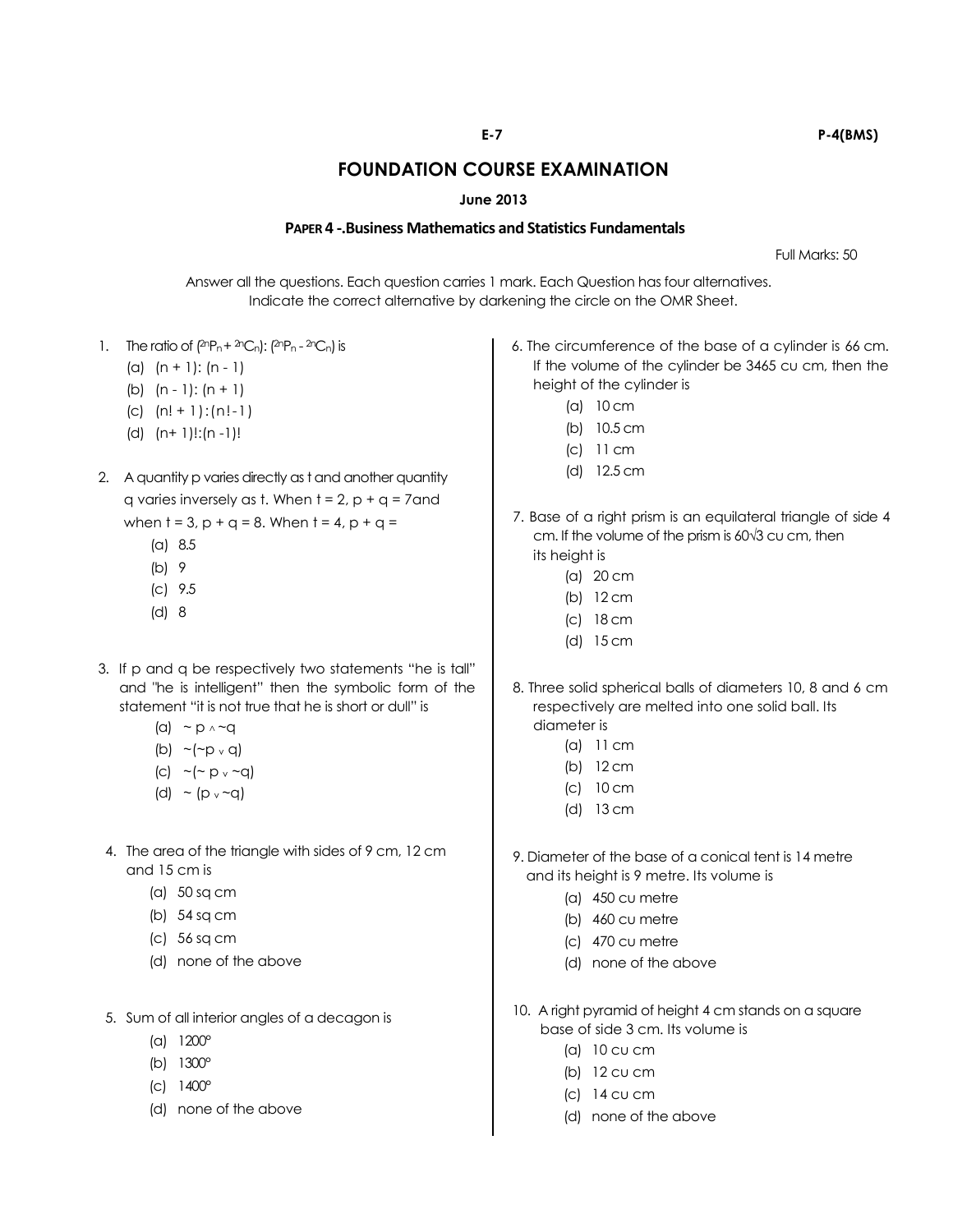# FOUNDATION COURSE EXAMINATION

**June 2013**

**PAPER 4 -.Business Mathematics and Statistics Fundamentals**

Full Marks: 50

Answer all the questions. Each question carries 1 mark. Each Question has four alternatives. Indicate the correct alternative by darkening the circle on the OMR Sheet.

1. The ratio of $({}^{2n}P_n + {}^{2n}C_n) : ({}^{2n}P_n - {}^{2n}C_n)$ is
   - (a) $(n + 1) : (n - 1)$
   - (b) $(n - 1) : (n + 1)$
   - (c) $(n! + 1) : (n! - 1)$
   - (d) $(n + 1)! : (n - 1)!$

2. A quantity p varies directly as t and another quantity q varies inversely as t. When $t = 2$, $p + q = 7$and when $t = 3$, $p + q = 8$. When $t = 4$, $p + q =$
   - (a) 8.5
   - (b) 9
   - (c) 9.5
   - (d) 8

3. If p and q be respectively two statements "he is tall" and "he is intelligent" then the symbolic form of the statement "it is not true that he is short or dull" is
   - (a) $\sim p \wedge \sim q$
   - (b) $\sim(\sim p \vee q)$
   - (c) $\sim(\sim p \vee \sim q)$
   - (d) $\sim (p \vee \sim q)$

4. The area of the triangle with sides of 9 cm, 12 cm and 15 cm is
   - (a) 50 sq cm
   - (b) 54 sq cm
   - (c) 56 sq cm
   - (d) none of the above

5. Sum of all interior angles of a decagon is
   - (a) 1200°
   - (b) 1300°
   - (c) 1400°
   - (d) none of the above

6. The circumference of the base of a cylinder is 66 cm. If the volume of the cylinder be 3465 cu cm, then the height of the cylinder is
   - (a) 10 cm
   - (b) 10.5 cm
   - (c) 11 cm
   - (d) 12.5 cm

7. Base of a right prism is an equilateral triangle of side 4 cm. If the volume of the prism is $60\sqrt{3}$ cu cm, then its height is
   - (a) 20 cm
   - (b) 12 cm
   - (c) 18 cm
   - (d) 15 cm

8. Three solid spherical balls of diameters 10, 8 and 6 cm respectively are melted into one solid ball. Its diameter is
   - (a) 11 cm
   - (b) 12 cm
   - (c) 10 cm
   - (d) 13 cm

9. Diameter of the base of a conical tent is 14 metre and its height is 9 metre. Its volume is
   - (a) 450 cu metre
   - (b) 460 cu metre
   - (c) 470 cu metre
   - (d) none of the above

10. A right pyramid of height 4 cm stands on a square base of side 3 cm. Its volume is
    - (a) 10 cu cm
    - (b) 12 cu cm
    - (c) 14 cu cm
    - (d) none of the above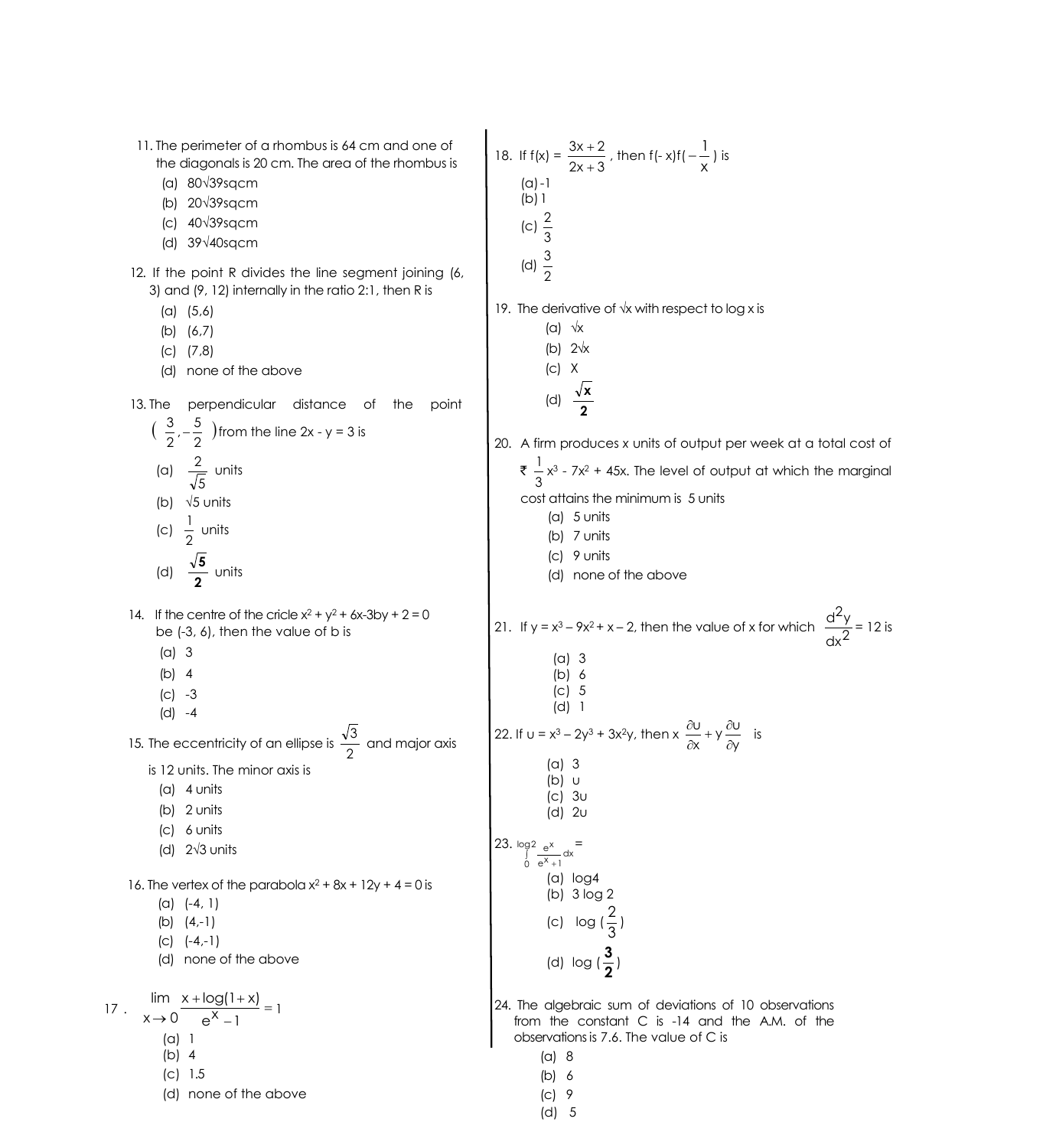11. The perimeter of a rhombus is 64 cm and one of the diagonals is 20 cm. The area of the rhombus is
    - (a) $80\sqrt{39}$sqcm
    - (b) $20\sqrt{39}$sqcm
    - (c) $40\sqrt{39}$sqcm
    - (d) $39\sqrt{40}$sqcm

12. If the point R divides the line segment joining (6, 3) and (9, 12) internally in the ratio 2:1, then R is
    - (a) (5,6)
    - (b) (6,7)
    - (c) (7,8)
    - (d) none of the above

13. The perpendicular distance of the point $\left(\frac{3}{2}, -\frac{5}{2}\right)$ from the line 2x - y = 3 is
    - (a) $\frac{2}{\sqrt{5}}$ units
    - (b) $\sqrt{5}$ units
    - (c) $\frac{1}{2}$ units
    - (d) $\frac{\sqrt{5}}{2}$ units

14. If the centre of the cricle $x^2 + y^2 + 6x - 3by + 2 = 0$ be (-3, 6), then the value of b is
    - (a) 3
    - (b) 4
    - (c) -3
    - (d) -4

15. The eccentricity of an ellipse is $\frac{\sqrt{3}}{2}$ and major axis is 12 units. The minor axis is
    - (a) 4 units
    - (b) 2 units
    - (c) 6 units
    - (d) $2\sqrt{3}$ units

16. The vertex of the parabola $x^2 + 8x + 12y + 4 = 0$ is
    - (a) (-4, 1)
    - (b) (4,-1)
    - (c) (-4,-1)
    - (d) none of the above

17. $\lim_{x \to 0} \frac{x + \log(1+x)}{e^x - 1} = 1$
    - (a) 1
    - (b) 4
    - (c) 1.5
    - (d) none of the above

18. If $f(x) = \frac{3x+2}{2x+3}$, then $f(-x)f\left(-\frac{1}{x}\right)$ is
    - (a) -1
    - (b) 1
    - (c) $\frac{2}{3}$
    - (d) $\frac{3}{2}$

19. The derivative of $\sqrt{x}$ with respect to log x is
    - (a) $\sqrt{x}$
    - (b) $2\sqrt{x}$
    - (c) X
    - (d) $\frac{\sqrt{x}}{2}$

20. A firm produces x units of output per week at a total cost of ₹ $\frac{1}{3}x^3 - 7x^2 + 45x$. The level of output at which the marginal cost attains the minimum is 5 units
    - (a) 5 units
    - (b) 7 units
    - (c) 9 units
    - (d) none of the above

21. If $y = x^3 - 9x^2 + x - 2$, then the value of x for which $\frac{d^2y}{dx^2} = 12$ is
    - (a) 3
    - (b) 6
    - (c) 5
    - (d) 1

22. If $u = x^3 - 2y^3 + 3x^2y$, then $x\frac{\partial u}{\partial x} + y\frac{\partial u}{\partial y}$ is
    - (a) 3
    - (b) u
    - (c) 3u
    - (d) 2u

23. $\int_0^{\log 2} \frac{e^x}{e^x + 1} dx =$
    - (a) log4
    - (b) 3 log 2
    - (c) $\log\left(\frac{2}{3}\right)$
    - (d) $\log\left(\frac{3}{2}\right)$

24. The algebraic sum of deviations of 10 observations from the constant C is -14 and the A.M. of the observations is 7.6. The value of C is
    - (a) 8
    - (b) 6
    - (c) 9
    - (d) 5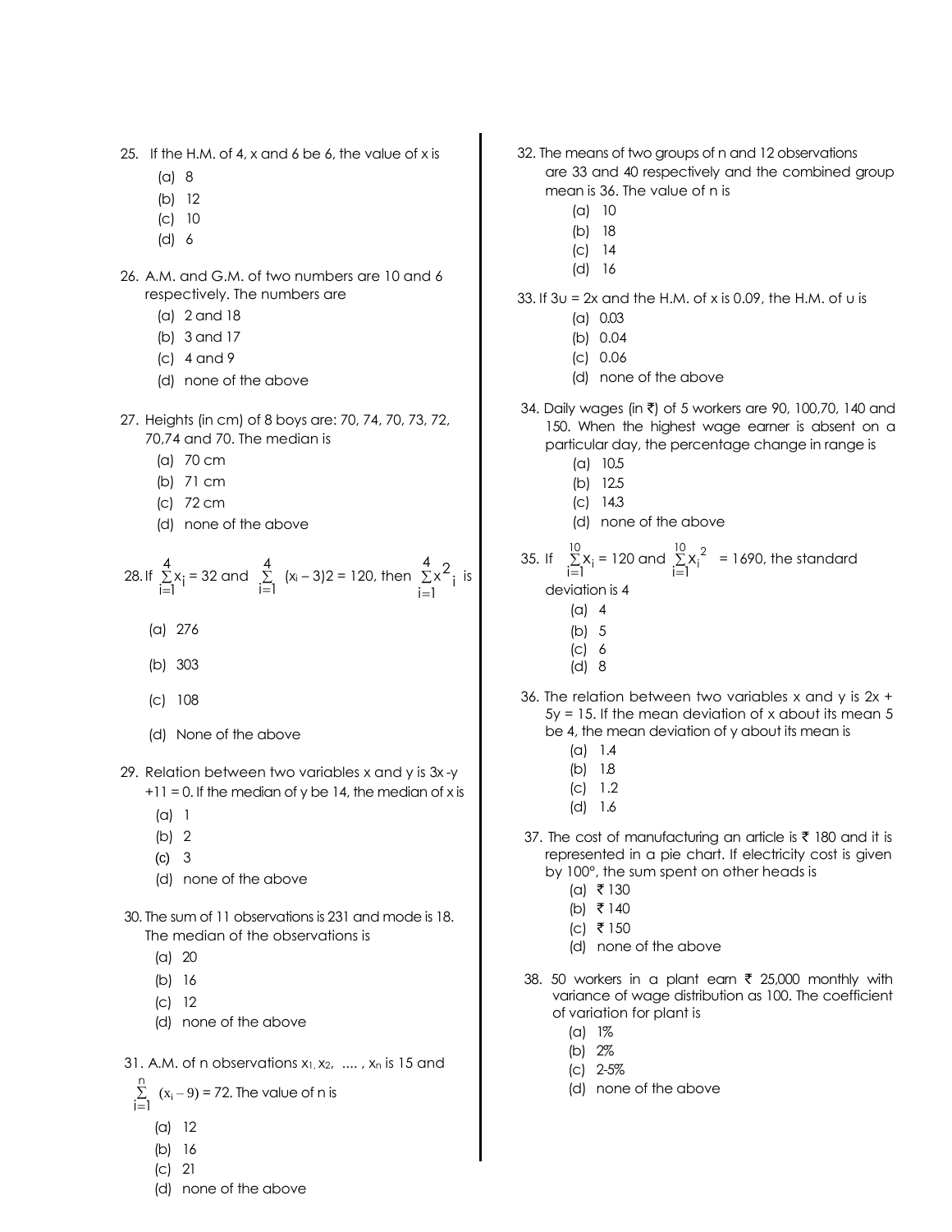25. If the H.M. of 4, x and 6 be 6, the value of x is
 (a) 8
 (b) 12
 (c) 10
 (d) 6

26. A.M. and G.M. of two numbers are 10 and 6 respectively. The numbers are
 (a) 2 and 18
 (b) 3 and 17
 (c) 4 and 9
 (d) none of the above

27. Heights (in cm) of 8 boys are: 70, 74, 70, 73, 72, 70,74 and 70. The median is
 (a) 70 cm
 (b) 71 cm
 (c) 72 cm
 (d) none of the above

28. If $\sum_{i=1}^{4} x_i = 32$ and $\sum_{i=1}^{4} (x_i - 3)2 = 120$, then $\sum_{i=1}^{4} x^2_i$ is
 (a) 276
 (b) 303
 (c) 108
 (d) None of the above

29. Relation between two variables x and y is 3x -y +11 = 0. If the median of y be 14, the median of x is
 (a) 1
 (b) 2
 (c) 3
 (d) none of the above

30. The sum of 11 observations is 231 and mode is 18. The median of the observations is
 (a) 20
 (b) 16
 (c) 12
 (d) none of the above

31. A.M. of n observations $x_1, x_2, \ldots, x_n$ is 15 and $\sum_{i=1}^{n} (x_i - 9) = 72$. The value of n is
 (a) 12
 (b) 16
 (c) 21
 (d) none of the above

32. The means of two groups of n and 12 observations are 33 and 40 respectively and the combined group mean is 36. The value of n is
 (a) 10
 (b) 18
 (c) 14
 (d) 16

33. If 3u = 2x and the H.M. of x is 0.09, the H.M. of u is
 (a) 0.03
 (b) 0.04
 (c) 0.06
 (d) none of the above

34. Daily wages (in ₹) of 5 workers are 90, 100,70, 140 and 150. When the highest wage earner is absent on a particular day, the percentage change in range is
 (a) 10.5
 (b) 12.5
 (c) 14.3
 (d) none of the above

35. If $\sum_{i=1}^{10} x_i = 120$ and $\sum_{i=1}^{10} x_i^2 = 1690$, the standard deviation is 4
 (a) 4
 (b) 5
 (c) 6
 (d) 8

36. The relation between two variables x and y is 2x + 5y = 15. If the mean deviation of x about its mean 5 be 4, the mean deviation of y about its mean is
 (a) 1.4
 (b) 1.8
 (c) 1.2
 (d) 1.6

37. The cost of manufacturing an article is ₹ 180 and it is represented in a pie chart. If electricity cost is given by 100°, the sum spent on other heads is
 (a) ₹ 130
 (b) ₹ 140
 (c) ₹ 150
 (d) none of the above

38. 50 workers in a plant earn ₹ 25,000 monthly with variance of wage distribution as 100. The coefficient of variation for plant is
 (a) 1%
 (b) 2%
 (c) 2-5%
 (d) none of the above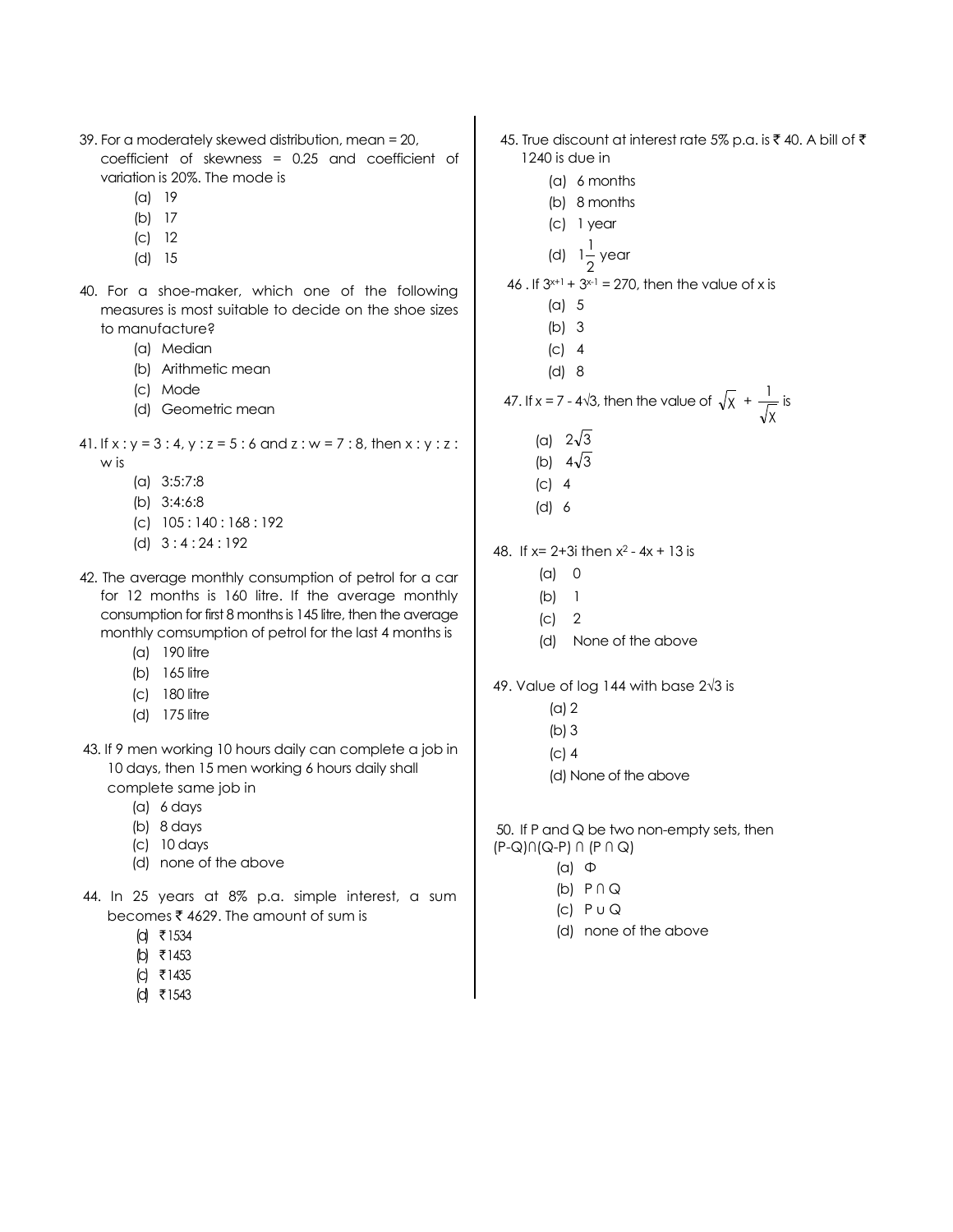39. For a moderately skewed distribution, mean = 20, coefficient of skewness = 0.25 and coefficient of variation is 20%. The mode is
    (a) 19
    (b) 17
    (c) 12
    (d) 15

40. For a shoe-maker, which one of the following measures is most suitable to decide on the shoe sizes to manufacture?
    (a) Median
    (b) Arithmetic mean
    (c) Mode
    (d) Geometric mean

41. If x : y = 3 : 4, y : z = 5 : 6 and z : w = 7 : 8, then x : y : z : w is
    (a) 3:5:7:8
    (b) 3:4:6:8
    (c) 105 : 140 : 168 : 192
    (d) 3 : 4 : 24 : 192

42. The average monthly consumption of petrol for a car for 12 months is 160 litre. If the average monthly consumption for first 8 months is 145 litre, then the average monthly comsumption of petrol for the last 4 months is
    (a) 190 litre
    (b) 165 litre
    (c) 180 litre
    (d) 175 litre

43. If 9 men working 10 hours daily can complete a job in 10 days, then 15 men working 6 hours daily shall complete same job in
    (a) 6 days
    (b) 8 days
    (c) 10 days
    (d) none of the above

44. In 25 years at 8% p.a. simple interest, a sum becomes ₹ 4629. The amount of sum is
    (a) ₹1534
    (b) ₹1453
    (c) ₹1435
    (d) ₹1543

45. True discount at interest rate 5% p.a. is ₹ 40. A bill of ₹ 1240 is due in
    (a) 6 months
    (b) 8 months
    (c) 1 year
    (d) $1\frac{1}{2}$ year

46. If $3^{x+1} + 3^{x-1} = 270$, then the value of x is
    (a) 5
    (b) 3
    (c) 4
    (d) 8

47. If $x = 7 - 4\sqrt{3}$, then the value of $\sqrt{x} + \frac{1}{\sqrt{x}}$ is
    (a) $2\sqrt{3}$
    (b) $4\sqrt{3}$
    (c) 4
    (d) 6

48. If $x = 2+3i$ then $x^2 - 4x + 13$ is
    (a) 0
    (b) 1
    (c) 2
    (d) None of the above

49. Value of log 144 with base $2\sqrt{3}$ is
    (a) 2
    (b) 3
    (c) 4
    (d) None of the above

50. If P and Q be two non-empty sets, then $(P-Q) \cap (Q-P) \cap (P \cap Q)$
    (a) $\Phi$
    (b) $P \cap Q$
    (c) $P \cup Q$
    (d) none of the above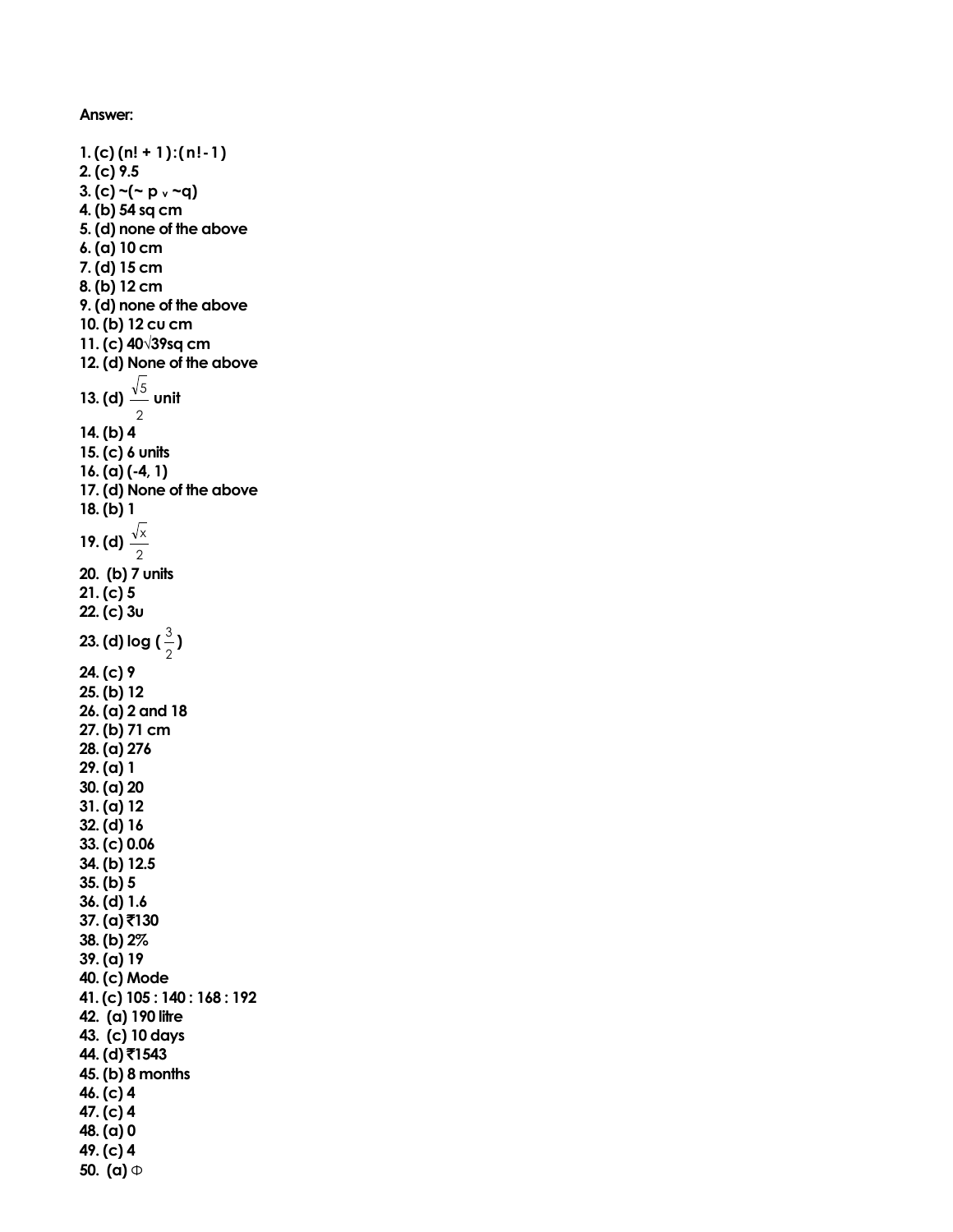**Answer:**

**1. (c) $(n! + 1):(n! - 1)$**
**2. (c) 9.5**
**3. (c) $\sim(\sim p \vee \sim q)$**
**4. (b) 54 sq cm**
**5. (d) none of the above**
**6. (a) 10 cm**
**7. (d) 15 cm**
**8. (b) 12 cm**
**9. (d) none of the above**
**10. (b) 12 cu cm**
**11. (c) $40\sqrt{39}$sq cm**
**12. (d) None of the above**
**13. (d) $\frac{\sqrt{5}}{2}$ unit**
**14. (b) 4**
**15. (c) 6 units**
**16. (a) (-4, 1)**
**17. (d) None of the above**
**18. (b) 1**
**19. (d) $\frac{\sqrt{x}}{2}$**
**20. (b) 7 units**
**21. (c) 5**
**22. (c) 3u**
**23. (d) $\log\left(\frac{3}{2}\right)$**
**24. (c) 9**
**25. (b) 12**
**26. (a) 2 and 18**
**27. (b) 71 cm**
**28. (a) 276**
**29. (a) 1**
**30. (a) 20**
**31. (a) 12**
**32. (d) 16**
**33. (c) 0.06**
**34. (b) 12.5**
**35. (b) 5**
**36. (d) 1.6**
**37. (a) ₹130**
**38. (b) 2%**
**39. (a) 19**
**40. (c) Mode**
**41. (c) 105 : 140 : 168 : 192**
**42. (a) 190 litre**
**43. (c) 10 days**
**44. (d) ₹1543**
**45. (b) 8 months**
**46. (c) 4**
**47. (c) 4**
**48. (a) 0**
**49. (c) 4**
**50. (a) $\Phi$**